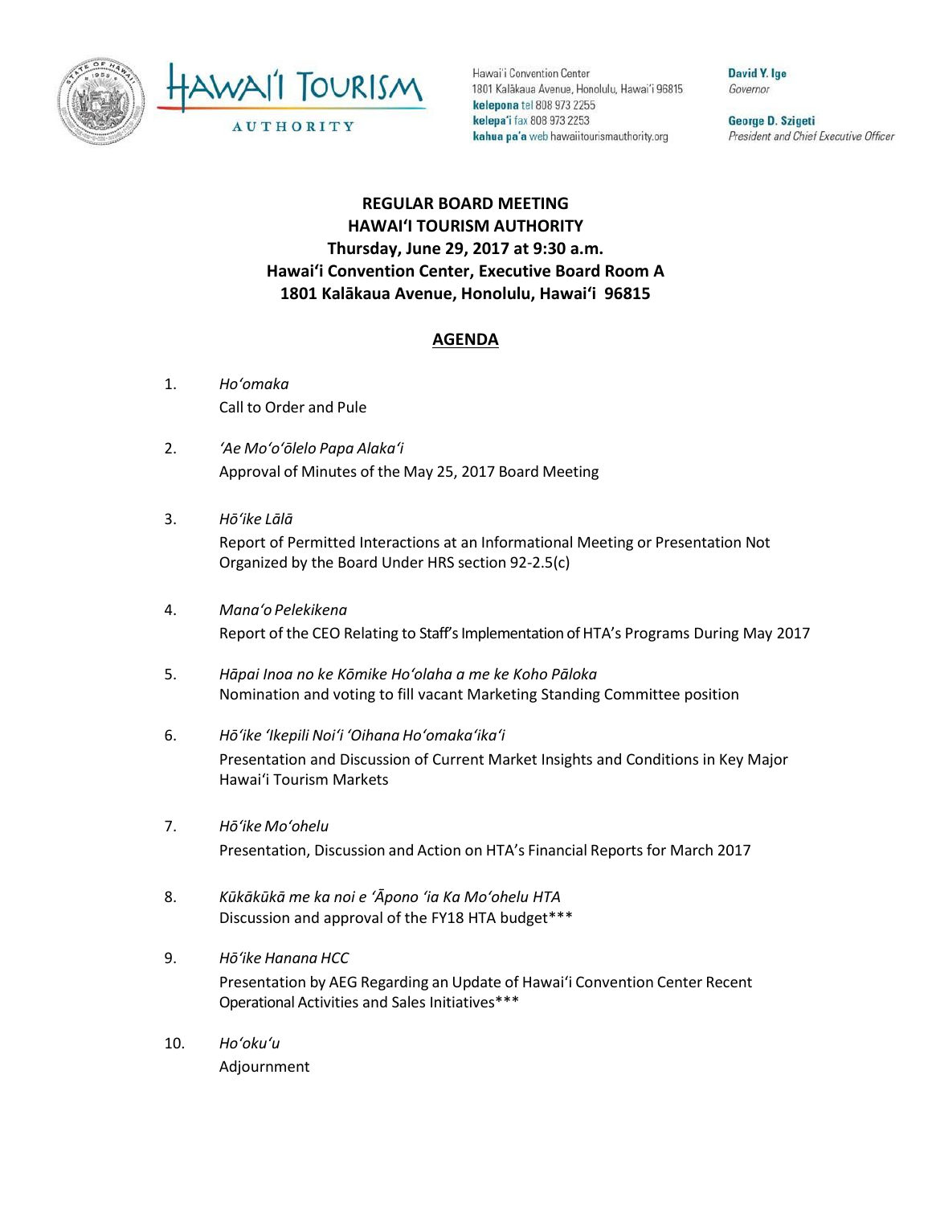Hawai'i Convention Center
1801 Kalākaua Avenue, Honolulu, Hawai'i 96815
**kelepona** tel 808 973 2255
**kelepa'i** fax 808 973 2253
**kahua pa'a** web hawaiitourismauthority.org

**David Y. Ige**
*Governor*

**George D. Szigeti**
*President and Chief Executive Officer*

# REGULAR BOARD MEETING
# HAWAI'I TOURISM AUTHORITY
## Thursday, June 29, 2017 at 9:30 a.m.
## Hawai'i Convention Center, Executive Board Room A
## 1801 Kalākaua Avenue, Honolulu, Hawai'i 96815

## AGENDA

1. *Ho'omaka*
   Call to Order and Pule

2. *'Ae Mo'o'ōlelo Papa Alaka'i*
   Approval of Minutes of the May 25, 2017 Board Meeting

3. *Hō'ike Lālā*
   Report of Permitted Interactions at an Informational Meeting or Presentation Not Organized by the Board Under HRS section 92-2.5(c)

4. *Mana'o Pelekikena*
   Report of the CEO Relating to Staff's Implementation of HTA's Programs During May 2017

5. *Hāpai Inoa no ke Kōmike Ho'olaha a me ke Koho Pāloka*
   Nomination and voting to fill vacant Marketing Standing Committee position

6. *Hō'ike 'Ikepili Noi'i 'Oihana Ho'omaka'ika'i*
   Presentation and Discussion of Current Market Insights and Conditions in Key Major Hawai'i Tourism Markets

7. *Hō'ike Mo'ohelu*
   Presentation, Discussion and Action on HTA's Financial Reports for March 2017

8. *Kūkākūkā me ka noi e 'Āpono 'ia Ka Mo'ohelu HTA*
   Discussion and approval of the FY18 HTA budget***

9. *Hō'ike Hanana HCC*
   Presentation by AEG Regarding an Update of Hawai'i Convention Center Recent Operational Activities and Sales Initiatives***

10. *Ho'oku'u*
    Adjournment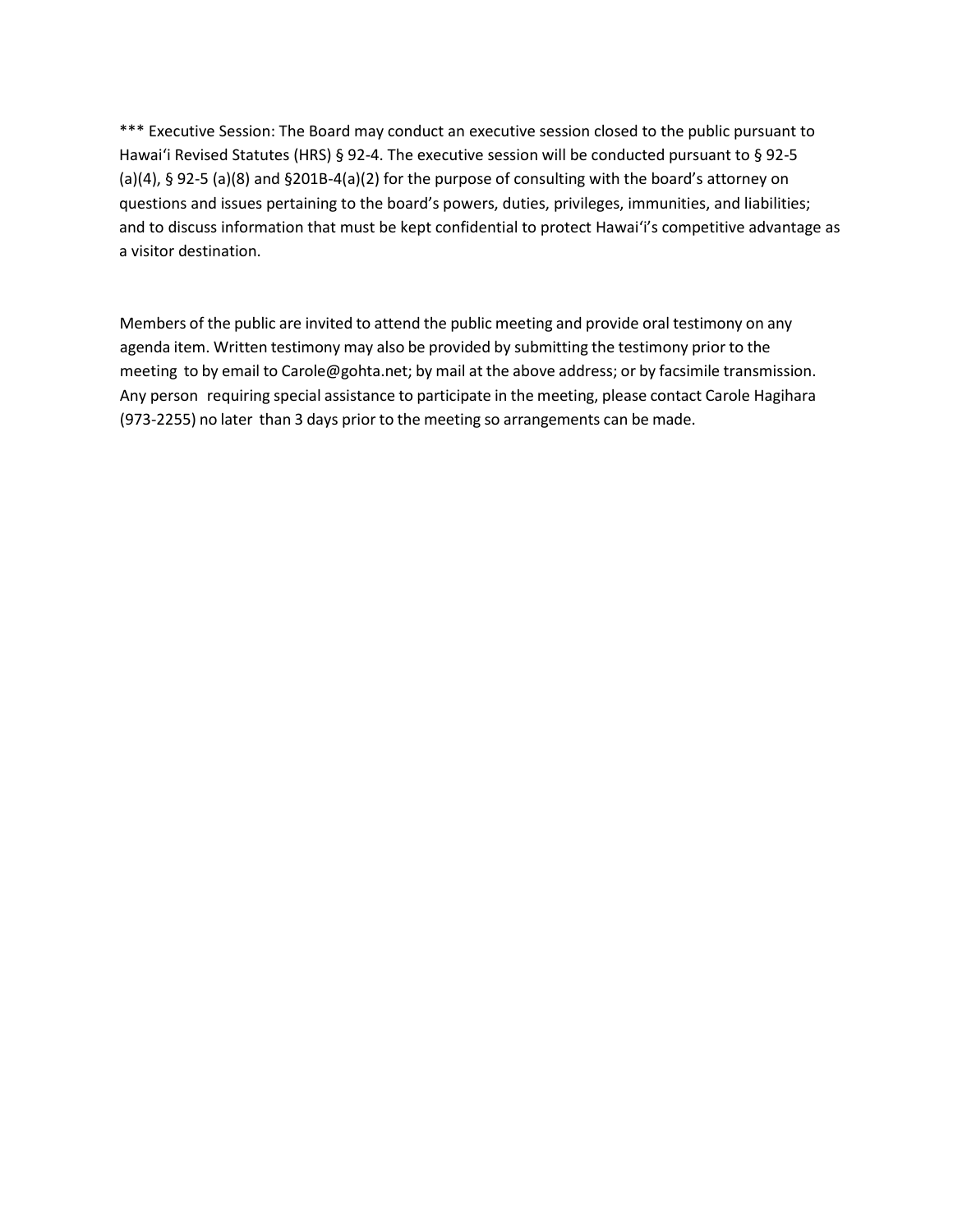*** Executive Session: The Board may conduct an executive session closed to the public pursuant to Hawai'i Revised Statutes (HRS) § 92-4. The executive session will be conducted pursuant to § 92-5 (a)(4), § 92-5 (a)(8) and §201B-4(a)(2) for the purpose of consulting with the board's attorney on questions and issues pertaining to the board's powers, duties, privileges, immunities, and liabilities; and to discuss information that must be kept confidential to protect Hawai'i's competitive advantage as a visitor destination.

Members of the public are invited to attend the public meeting and provide oral testimony on any agenda item. Written testimony may also be provided by submitting the testimony prior to the meeting to by email to Carole@gohta.net; by mail at the above address; or by facsimile transmission. Any person requiring special assistance to participate in the meeting, please contact Carole Hagihara (973-2255) no later than 3 days prior to the meeting so arrangements can be made.